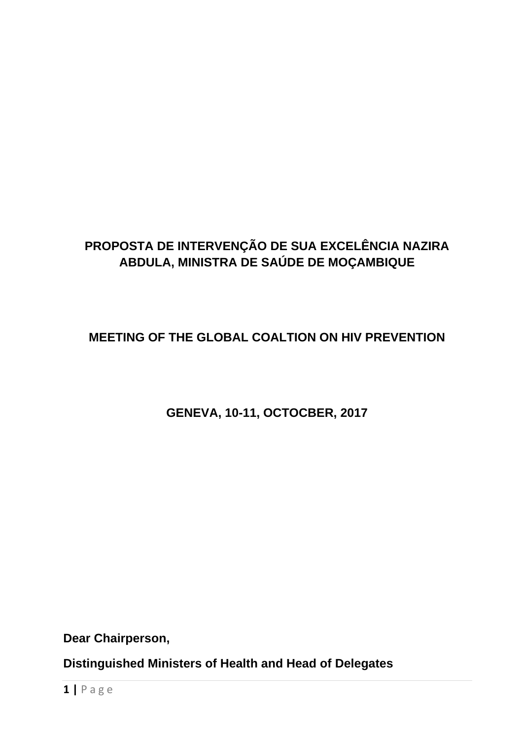**PROPOSTA DE INTERVENÇÃO DE SUA EXCELÊNCIA NAZIRA ABDULA, MINISTRA DE SAÚDE DE MOÇAMBIQUE**

**MEETING OF THE GLOBAL COALTION ON HIV PREVENTION**

**GENEVA, 10-11, OCTOCBER, 2017**

**Dear Chairperson,**

**Distinguished Ministers of Health and Head of Delegates**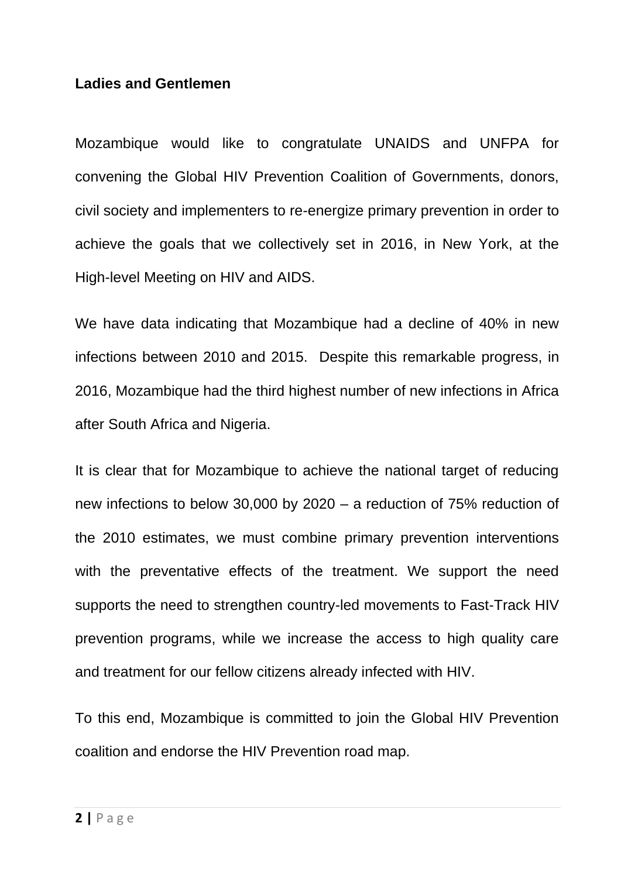**Ladies and Gentlemen**

Mozambique would like to congratulate UNAIDS and UNFPA for convening the Global HIV Prevention Coalition of Governments, donors, civil society and implementers to re-energize primary prevention in order to achieve the goals that we collectively set in 2016, in New York, at the High-level Meeting on HIV and AIDS.

We have data indicating that Mozambique had a decline of 40% in new infections between 2010 and 2015. Despite this remarkable progress, in 2016, Mozambique had the third highest number of new infections in Africa after South Africa and Nigeria.

It is clear that for Mozambique to achieve the national target of reducing new infections to below 30,000 by 2020 – a reduction of 75% reduction of the 2010 estimates, we must combine primary prevention interventions with the preventative effects of the treatment. We support the need supports the need to strengthen country-led movements to Fast-Track HIV prevention programs, while we increase the access to high quality care and treatment for our fellow citizens already infected with HIV.

To this end, Mozambique is committed to join the Global HIV Prevention coalition and endorse the HIV Prevention road map.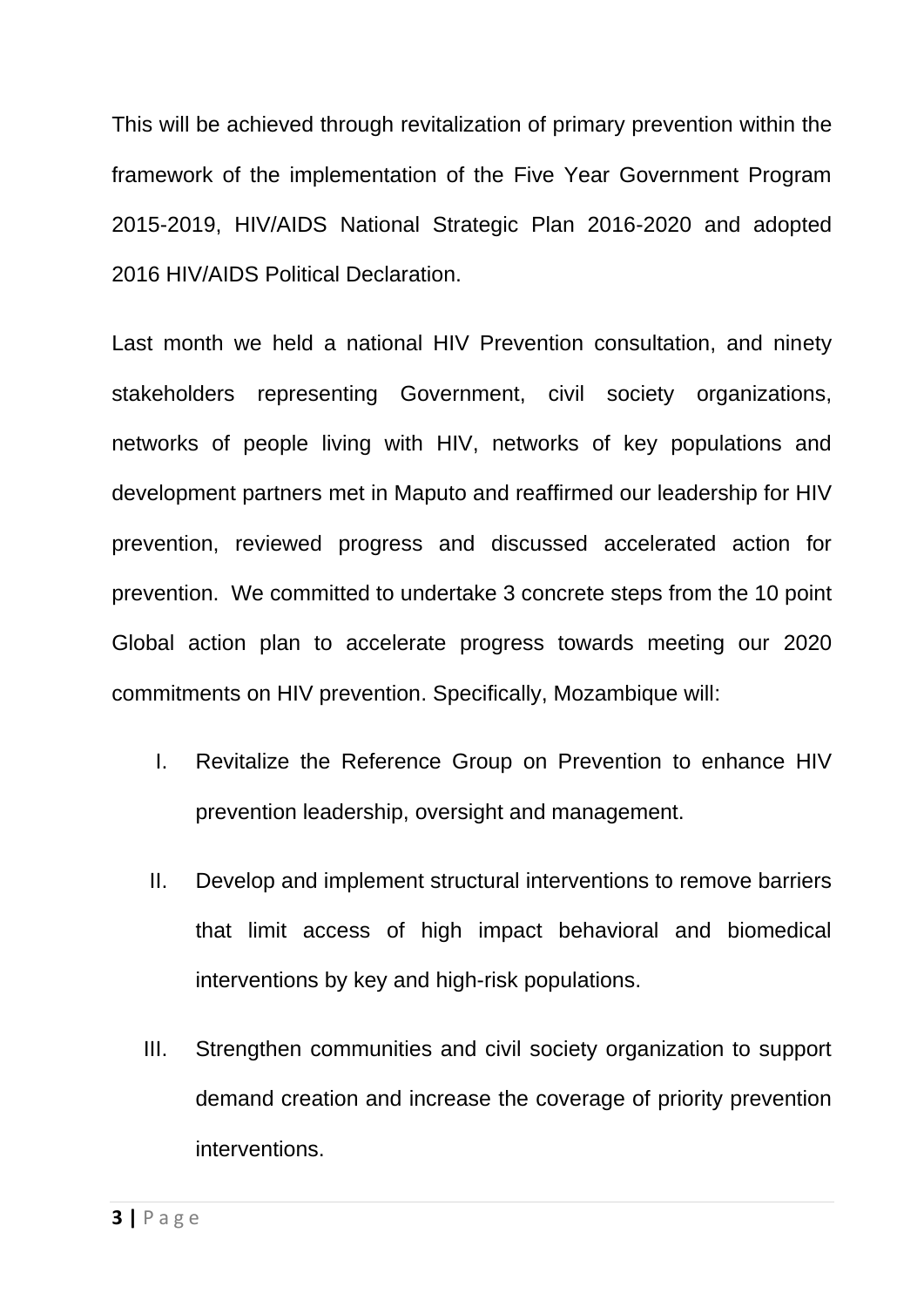This will be achieved through revitalization of primary prevention within the framework of the implementation of the Five Year Government Program 2015-2019, HIV/AIDS National Strategic Plan 2016-2020 and adopted 2016 HIV/AIDS Political Declaration.

Last month we held a national HIV Prevention consultation, and ninety stakeholders representing Government, civil society organizations, networks of people living with HIV, networks of key populations and development partners met in Maputo and reaffirmed our leadership for HIV prevention, reviewed progress and discussed accelerated action for prevention. We committed to undertake 3 concrete steps from the 10 point Global action plan to accelerate progress towards meeting our 2020 commitments on HIV prevention. Specifically, Mozambique will:

I. Revitalize the Reference Group on Prevention to enhance HIV prevention leadership, oversight and management.

II. Develop and implement structural interventions to remove barriers that limit access of high impact behavioral and biomedical interventions by key and high-risk populations.

III. Strengthen communities and civil society organization to support demand creation and increase the coverage of priority prevention interventions.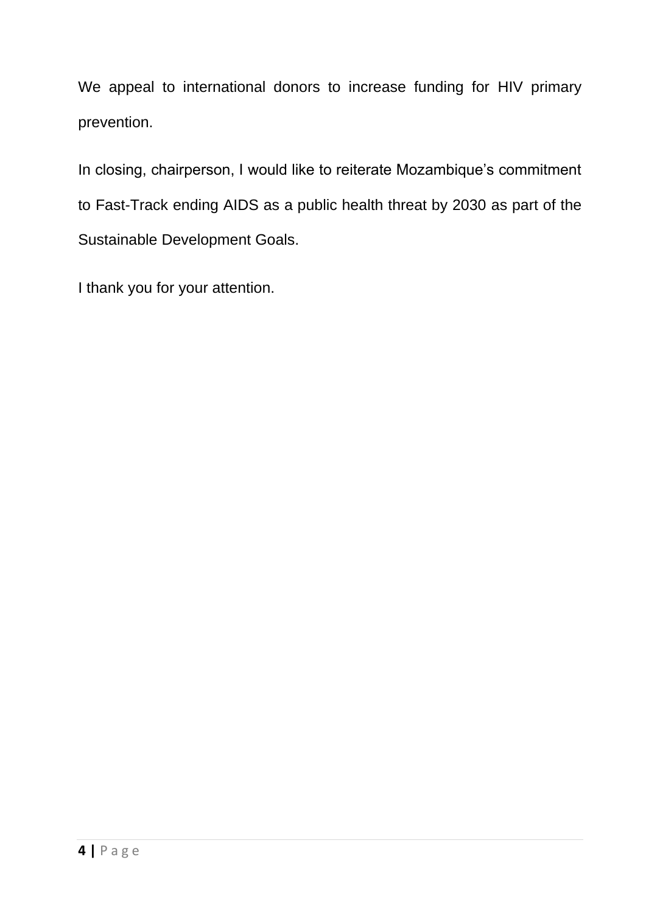We appeal to international donors to increase funding for HIV primary prevention.

In closing, chairperson, I would like to reiterate Mozambique's commitment to Fast-Track ending AIDS as a public health threat by 2030 as part of the Sustainable Development Goals.

I thank you for your attention.